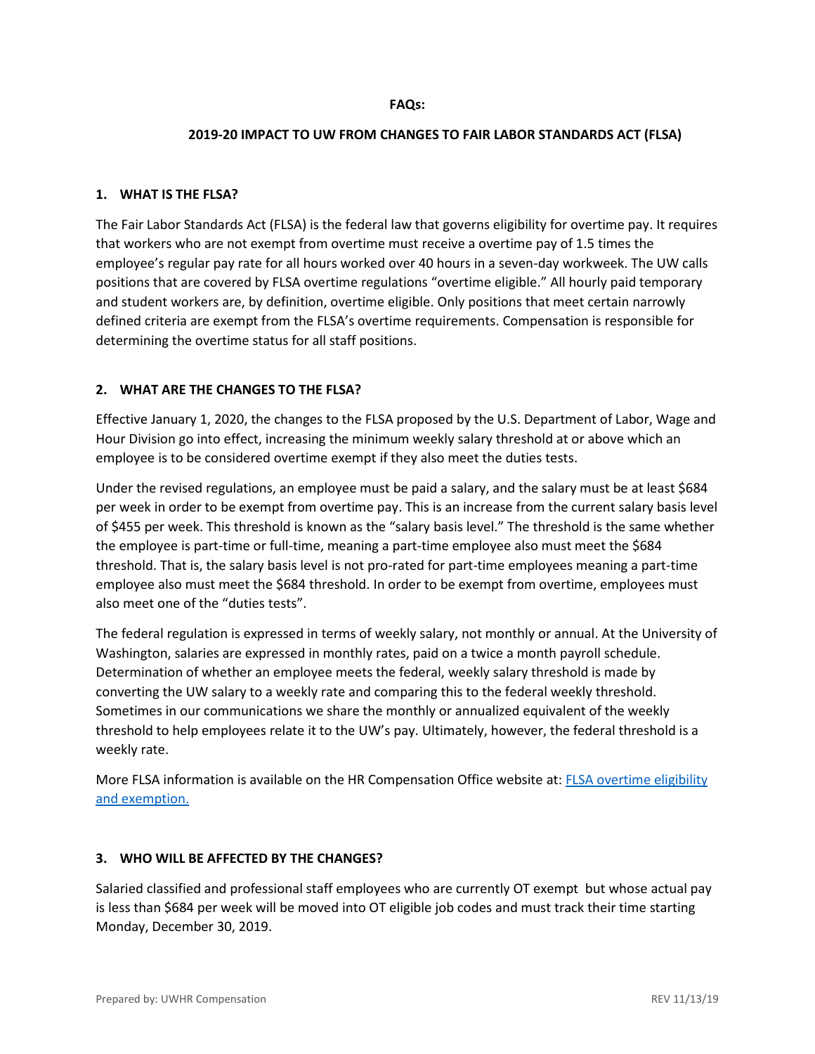**FAQs:**

# 2019-20 IMPACT TO UW FROM CHANGES TO FAIR LABOR STANDARDS ACT (FLSA)

## 1. WHAT IS THE FLSA?

The Fair Labor Standards Act (FLSA) is the federal law that governs eligibility for overtime pay. It requires that workers who are not exempt from overtime must receive a overtime pay of 1.5 times the employee's regular pay rate for all hours worked over 40 hours in a seven-day workweek. The UW calls positions that are covered by FLSA overtime regulations "overtime eligible." All hourly paid temporary and student workers are, by definition, overtime eligible. Only positions that meet certain narrowly defined criteria are exempt from the FLSA's overtime requirements. Compensation is responsible for determining the overtime status for all staff positions.

## 2. WHAT ARE THE CHANGES TO THE FLSA?

Effective January 1, 2020, the changes to the FLSA proposed by the U.S. Department of Labor, Wage and Hour Division go into effect, increasing the minimum weekly salary threshold at or above which an employee is to be considered overtime exempt if they also meet the duties tests.

Under the revised regulations, an employee must be paid a salary, and the salary must be at least $684 per week in order to be exempt from overtime pay. This is an increase from the current salary basis level of $455 per week. This threshold is known as the "salary basis level." The threshold is the same whether the employee is part-time or full-time, meaning a part-time employee also must meet the $684 threshold. That is, the salary basis level is not pro-rated for part-time employees meaning a part-time employee also must meet the $684 threshold. In order to be exempt from overtime, employees must also meet one of the "duties tests".

The federal regulation is expressed in terms of weekly salary, not monthly or annual. At the University of Washington, salaries are expressed in monthly rates, paid on a twice a month payroll schedule. Determination of whether an employee meets the federal, weekly salary threshold is made by converting the UW salary to a weekly rate and comparing this to the federal weekly threshold. Sometimes in our communications we share the monthly or annualized equivalent of the weekly threshold to help employees relate it to the UW's pay. Ultimately, however, the federal threshold is a weekly rate.

More FLSA information is available on the HR Compensation Office website at: [FLSA overtime eligibility and exemption.]

## 3. WHO WILL BE AFFECTED BY THE CHANGES?

Salaried classified and professional staff employees who are currently OT exempt but whose actual pay is less than $684 per week will be moved into OT eligible job codes and must track their time starting Monday, December 30, 2019.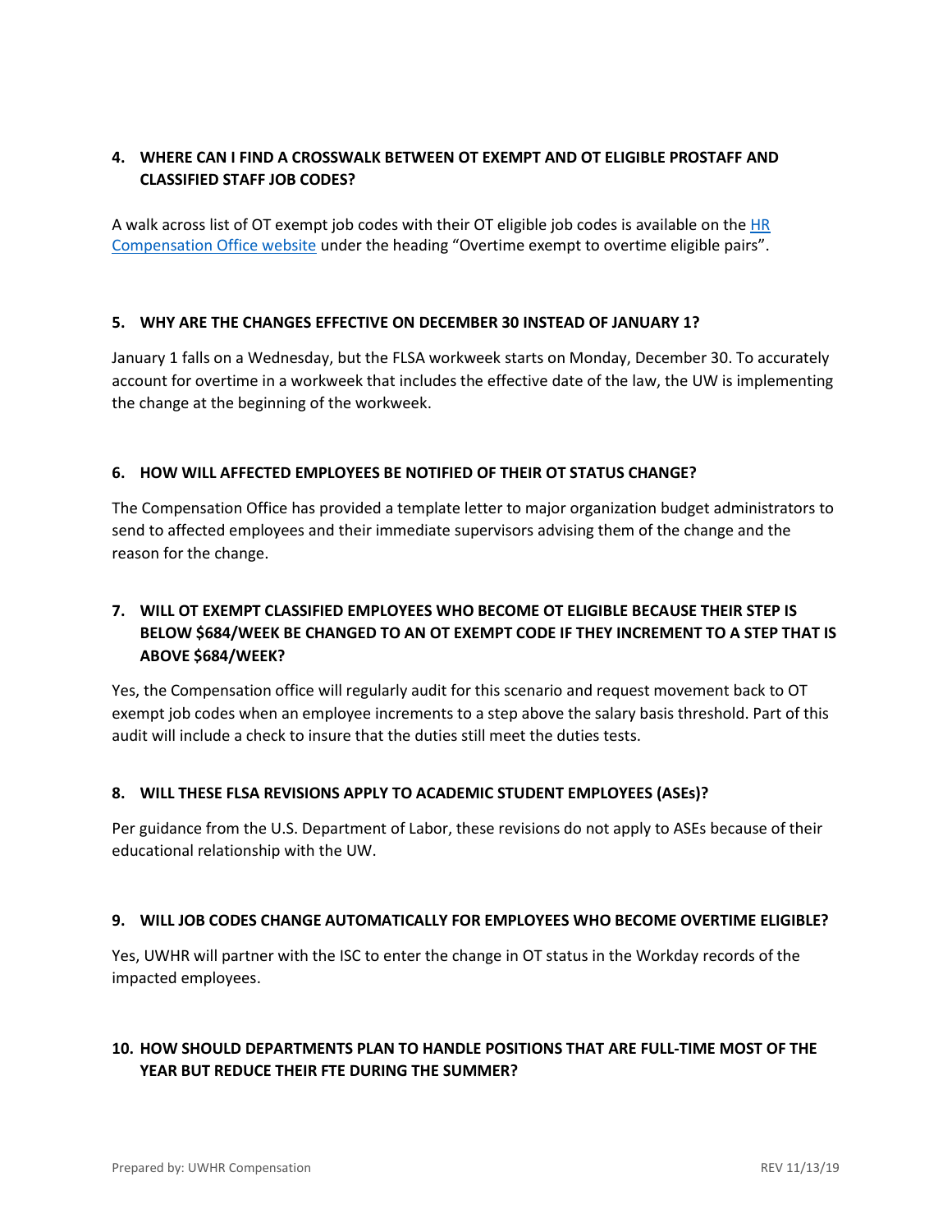### 4. WHERE CAN I FIND A CROSSWALK BETWEEN OT EXEMPT AND OT ELIGIBLE PROSTAFF AND CLASSIFIED STAFF JOB CODES?

A walk across list of OT exempt job codes with their OT eligible job codes is available on the HR Compensation Office website under the heading "Overtime exempt to overtime eligible pairs".

### 5. WHY ARE THE CHANGES EFFECTIVE ON DECEMBER 30 INSTEAD OF JANUARY 1?

January 1 falls on a Wednesday, but the FLSA workweek starts on Monday, December 30. To accurately account for overtime in a workweek that includes the effective date of the law, the UW is implementing the change at the beginning of the workweek.

### 6. HOW WILL AFFECTED EMPLOYEES BE NOTIFIED OF THEIR OT STATUS CHANGE?

The Compensation Office has provided a template letter to major organization budget administrators to send to affected employees and their immediate supervisors advising them of the change and the reason for the change.

### 7. WILL OT EXEMPT CLASSIFIED EMPLOYEES WHO BECOME OT ELIGIBLE BECAUSE THEIR STEP IS BELOW $684/WEEK BE CHANGED TO AN OT EXEMPT CODE IF THEY INCREMENT TO A STEP THAT IS ABOVE $684/WEEK?

Yes, the Compensation office will regularly audit for this scenario and request movement back to OT exempt job codes when an employee increments to a step above the salary basis threshold. Part of this audit will include a check to insure that the duties still meet the duties tests.

### 8. WILL THESE FLSA REVISIONS APPLY TO ACADEMIC STUDENT EMPLOYEES (ASEs)?

Per guidance from the U.S. Department of Labor, these revisions do not apply to ASEs because of their educational relationship with the UW.

### 9. WILL JOB CODES CHANGE AUTOMATICALLY FOR EMPLOYEES WHO BECOME OVERTIME ELIGIBLE?

Yes, UWHR will partner with the ISC to enter the change in OT status in the Workday records of the impacted employees.

### 10. HOW SHOULD DEPARTMENTS PLAN TO HANDLE POSITIONS THAT ARE FULL-TIME MOST OF THE YEAR BUT REDUCE THEIR FTE DURING THE SUMMER?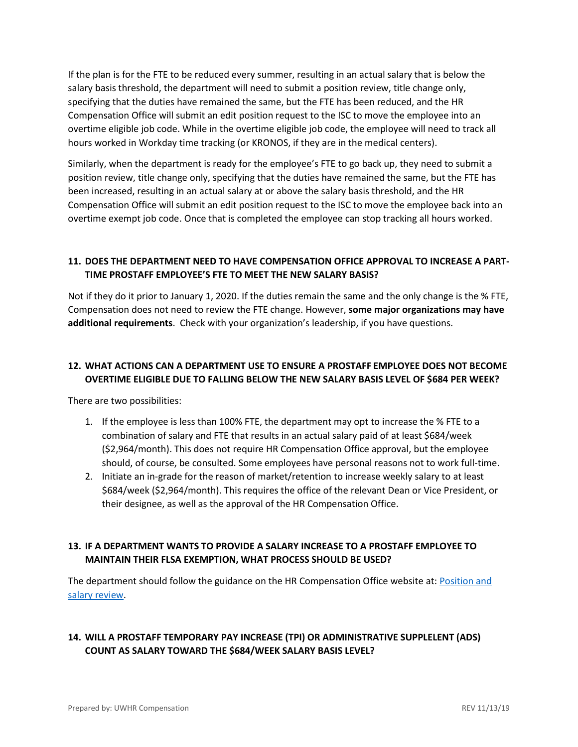If the plan is for the FTE to be reduced every summer, resulting in an actual salary that is below the salary basis threshold, the department will need to submit a position review, title change only, specifying that the duties have remained the same, but the FTE has been reduced, and the HR Compensation Office will submit an edit position request to the ISC to move the employee into an overtime eligible job code. While in the overtime eligible job code, the employee will need to track all hours worked in Workday time tracking (or KRONOS, if they are in the medical centers).

Similarly, when the department is ready for the employee's FTE to go back up, they need to submit a position review, title change only, specifying that the duties have remained the same, but the FTE has been increased, resulting in an actual salary at or above the salary basis threshold, and the HR Compensation Office will submit an edit position request to the ISC to move the employee back into an overtime exempt job code. Once that is completed the employee can stop tracking all hours worked.

### 11. DOES THE DEPARTMENT NEED TO HAVE COMPENSATION OFFICE APPROVAL TO INCREASE A PART-TIME PROSTAFF EMPLOYEE'S FTE TO MEET THE NEW SALARY BASIS?

Not if they do it prior to January 1, 2020. If the duties remain the same and the only change is the % FTE, Compensation does not need to review the FTE change. However, **some major organizations may have additional requirements**. Check with your organization's leadership, if you have questions.

### 12. WHAT ACTIONS CAN A DEPARTMENT USE TO ENSURE A PROSTAFF EMPLOYEE DOES NOT BECOME OVERTIME ELIGIBLE DUE TO FALLING BELOW THE NEW SALARY BASIS LEVEL OF $684 PER WEEK?

There are two possibilities:

1. If the employee is less than 100% FTE, the department may opt to increase the % FTE to a combination of salary and FTE that results in an actual salary paid of at least $684/week ($2,964/month). This does not require HR Compensation Office approval, but the employee should, of course, be consulted. Some employees have personal reasons not to work full-time.
2. Initiate an in-grade for the reason of market/retention to increase weekly salary to at least $684/week ($2,964/month). This requires the office of the relevant Dean or Vice President, or their designee, as well as the approval of the HR Compensation Office.

### 13. IF A DEPARTMENT WANTS TO PROVIDE A SALARY INCREASE TO A PROSTAFF EMPLOYEE TO MAINTAIN THEIR FLSA EXEMPTION, WHAT PROCESS SHOULD BE USED?

The department should follow the guidance on the HR Compensation Office website at: [Position and salary review](#).

### 14. WILL A PROSTAFF TEMPORARY PAY INCREASE (TPI) OR ADMINISTRATIVE SUPPLELENT (ADS) COUNT AS SALARY TOWARD THE $684/WEEK SALARY BASIS LEVEL?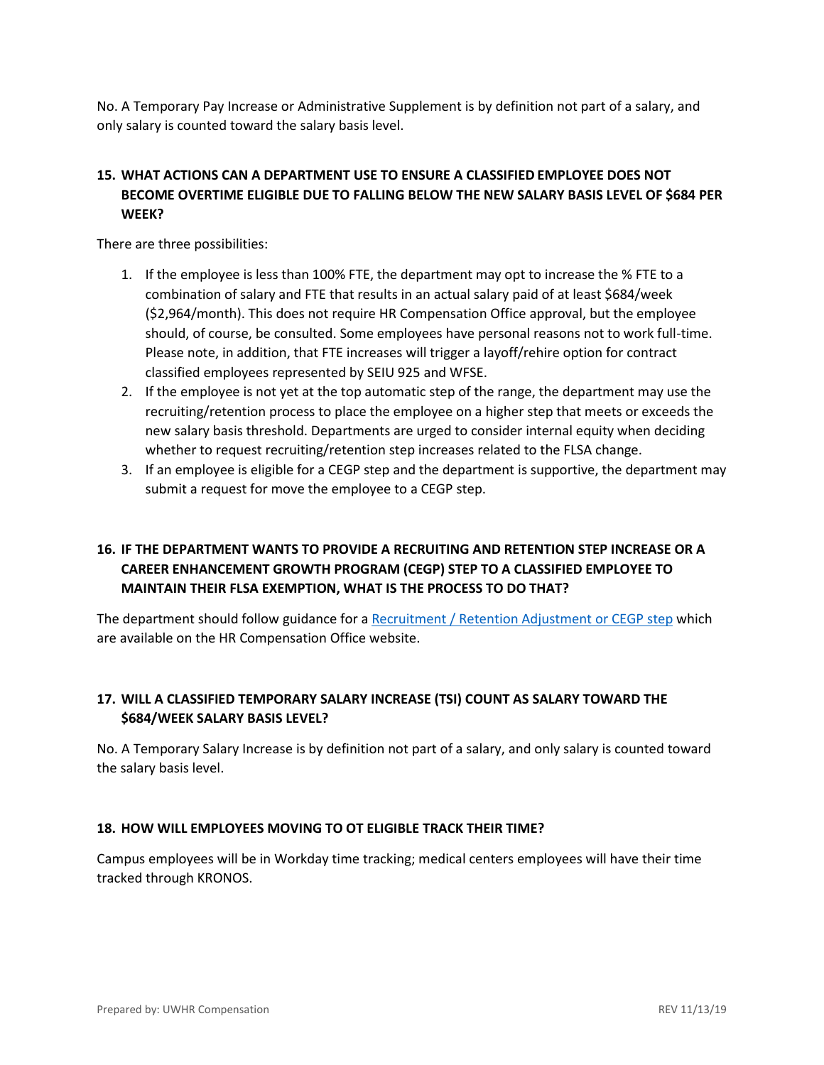No. A Temporary Pay Increase or Administrative Supplement is by definition not part of a salary, and only salary is counted toward the salary basis level.

### 15. WHAT ACTIONS CAN A DEPARTMENT USE TO ENSURE A CLASSIFIED EMPLOYEE DOES NOT BECOME OVERTIME ELIGIBLE DUE TO FALLING BELOW THE NEW SALARY BASIS LEVEL OF $684 PER WEEK?

There are three possibilities:

1. If the employee is less than 100% FTE, the department may opt to increase the % FTE to a combination of salary and FTE that results in an actual salary paid of at least $684/week ($2,964/month). This does not require HR Compensation Office approval, but the employee should, of course, be consulted. Some employees have personal reasons not to work full-time. Please note, in addition, that FTE increases will trigger a layoff/rehire option for contract classified employees represented by SEIU 925 and WFSE.
2. If the employee is not yet at the top automatic step of the range, the department may use the recruiting/retention process to place the employee on a higher step that meets or exceeds the new salary basis threshold. Departments are urged to consider internal equity when deciding whether to request recruiting/retention step increases related to the FLSA change.
3. If an employee is eligible for a CEGP step and the department is supportive, the department may submit a request for move the employee to a CEGP step.

### 16. IF THE DEPARTMENT WANTS TO PROVIDE A RECRUITING AND RETENTION STEP INCREASE OR A CAREER ENHANCEMENT GROWTH PROGRAM (CEGP) STEP TO A CLASSIFIED EMPLOYEE TO MAINTAIN THEIR FLSA EXEMPTION, WHAT IS THE PROCESS TO DO THAT?

The department should follow guidance for a Recruitment / Retention Adjustment or CEGP step which are available on the HR Compensation Office website.

### 17. WILL A CLASSIFIED TEMPORARY SALARY INCREASE (TSI) COUNT AS SALARY TOWARD THE $684/WEEK SALARY BASIS LEVEL?

No. A Temporary Salary Increase is by definition not part of a salary, and only salary is counted toward the salary basis level.

### 18. HOW WILL EMPLOYEES MOVING TO OT ELIGIBLE TRACK THEIR TIME?

Campus employees will be in Workday time tracking; medical centers employees will have their time tracked through KRONOS.